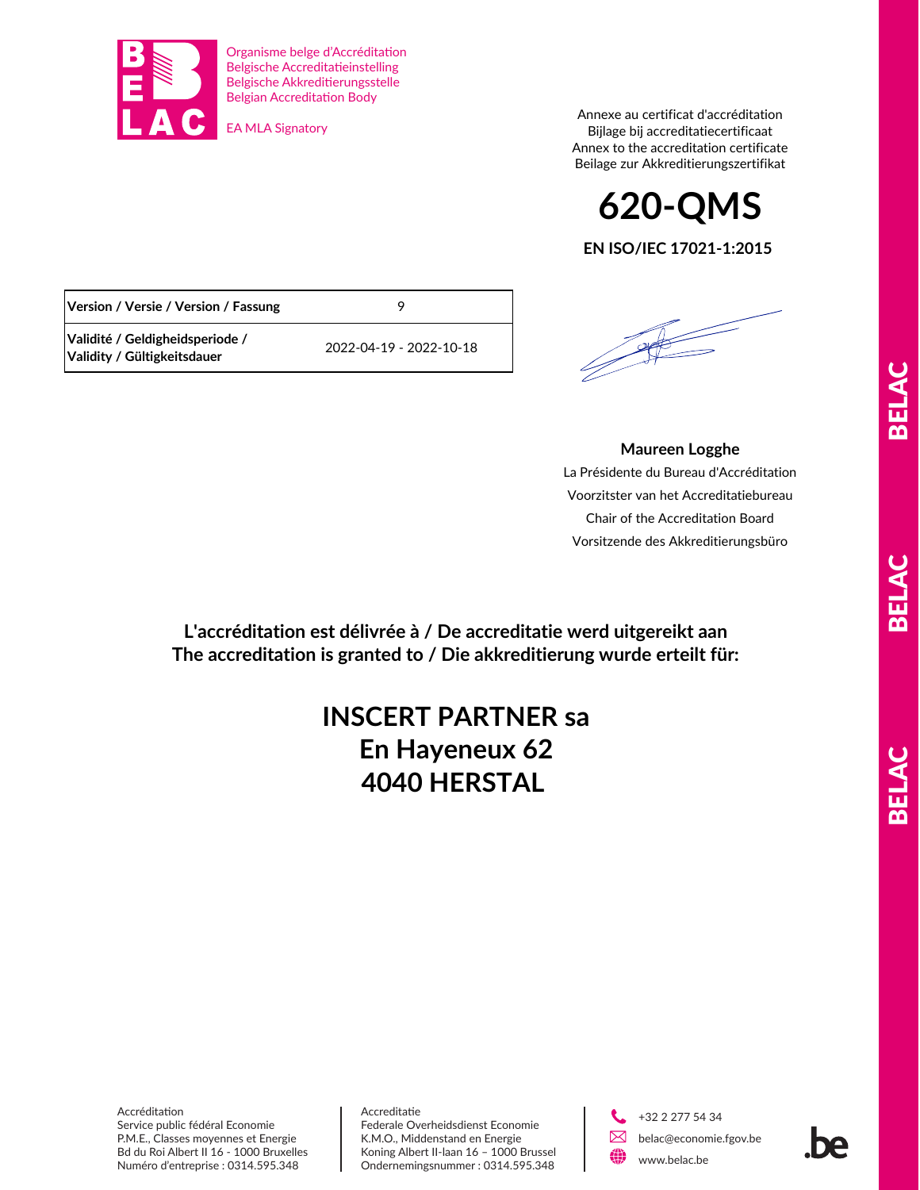Organisme belge d'Accréditation
Belgische Accreditatieinstelling
Belgische Akkreditierungsstelle
Belgian Accreditation Body

EA MLA Signatory

Annexe au certificat d'accréditation
Bijlage bij accreditatiecertificaat
Annex to the accreditation certificate
Beilage zur Akkreditierungszertifikat

# 620-QMS

**EN ISO/IEC 17021-1:2015**

| **Version / Versie / Version / Fassung** | 9 |
|---|---|
| **Validité / Geldigheidsperiode / Validity / Gültigkeitsdauer** | 2022-04-19 - 2022-10-18 |

**Maureen Logghe**

La Présidente du Bureau d'Accréditation
Voorzitster van het Accreditatiebureau
Chair of the Accreditation Board
Vorsitzende des Akkreditierungsbüro

**L'accréditation est délivrée à / De accreditatie werd uitgereikt aan**
**The accreditation is granted to / Die akkreditierung wurde erteilt für:**

## INSCERT PARTNER sa
## En Hayeneux 62
## 4040 HERSTAL

Accréditation
Service public fédéral Economie
P.M.E., Classes moyennes et Energie
Bd du Roi Albert II 16 - 1000 Bruxelles
Numéro d'entreprise : 0314.595.348

Accreditatie
Federale Overheidsdienst Economie
K.M.O., Middenstand en Energie
Koning Albert II-laan 16 – 1000 Brussel
Ondernemingsnummer : 0314.595.348

+32 2 277 54 34
belac@economie.fgov.be
www.belac.be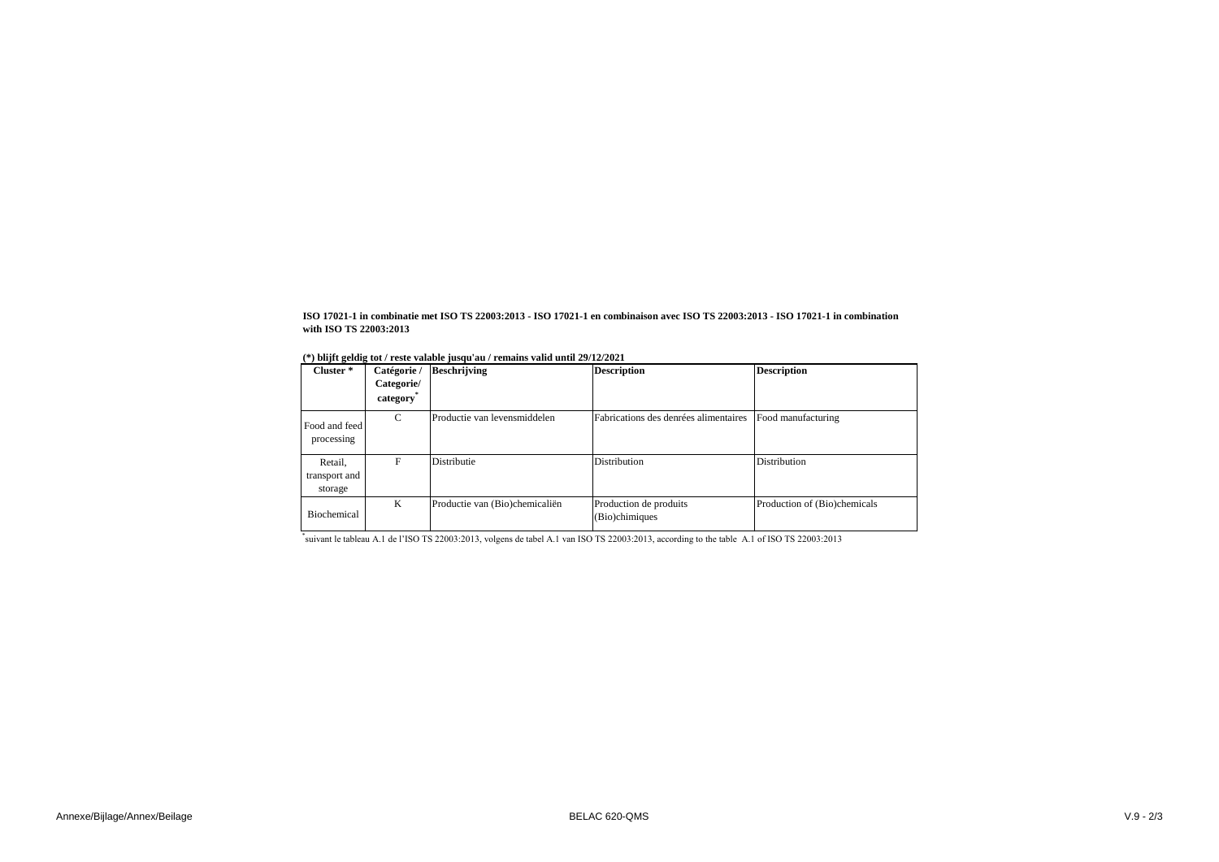**ISO 17021-1 in combinatie met ISO TS 22003:2013 - ISO 17021-1 en combinaison avec ISO TS 22003:2013 - ISO 17021-1 in combination with ISO TS 22003:2013**

**(*) blijft geldig tot / reste valable jusqu'au / remains valid until 29/12/2021**

| **Cluster *** | **Catégorie / Categorie/ category*** | **Beschrijving** | **Description** | **Description** |
|---|---|---|---|---|
| Food and feed processing | C | Productie van levensmiddelen | Fabrications des denrées alimentaires | Food manufacturing |
| Retail, transport and storage | F | Distributie | Distribution | Distribution |
| Biochemical | K | Productie van (Bio)chemicaliën | Production de produits (Bio)chimiques | Production of (Bio)chemicals |

*suivant le tableau A.1 de l'ISO TS 22003:2013, volgens de tabel A.1 van ISO TS 22003:2013, according to the table A.1 of ISO TS 22003:2013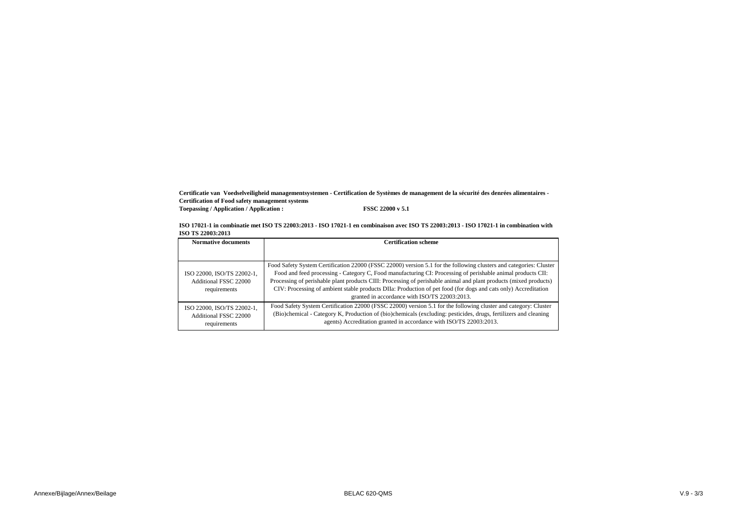**Certificatie van Voedselveiligheid managementsystemen - Certification de Systèmes de management de la sécurité des denrées alimentaires - Certification of Food safety management systems**

**Toepassing / Application / Application : FSSC 22000 v 5.1**

**ISO 17021-1 in combinatie met ISO TS 22003:2013 - ISO 17021-1 en combinaison avec ISO TS 22003:2013 - ISO 17021-1 in combination with ISO TS 22003:2013**

| Normative documents | Certification scheme |
|---|---|
| ISO 22000, ISO/TS 22002-1, Additional FSSC 22000 requirements | Food Safety System Certification 22000 (FSSC 22000) version 5.1 for the following clusters and categories: Cluster Food and feed processing - Category C, Food manufacturing CI: Processing of perishable animal products CII: Processing of perishable plant products CIII: Processing of perishable animal and plant products (mixed products) CIV: Processing of ambient stable products DIIa: Production of pet food (for dogs and cats only) Accreditation granted in accordance with ISO/TS 22003:2013. |
| ISO 22000, ISO/TS 22002-1, Additional FSSC 22000 requirements | Food Safety System Certification 22000 (FSSC 22000) version 5.1 for the following cluster and category: Cluster (Bio)chemical - Category K, Production of (bio)chemicals (excluding: pesticides, drugs, fertilizers and cleaning agents) Accreditation granted in accordance with ISO/TS 22003:2013. |